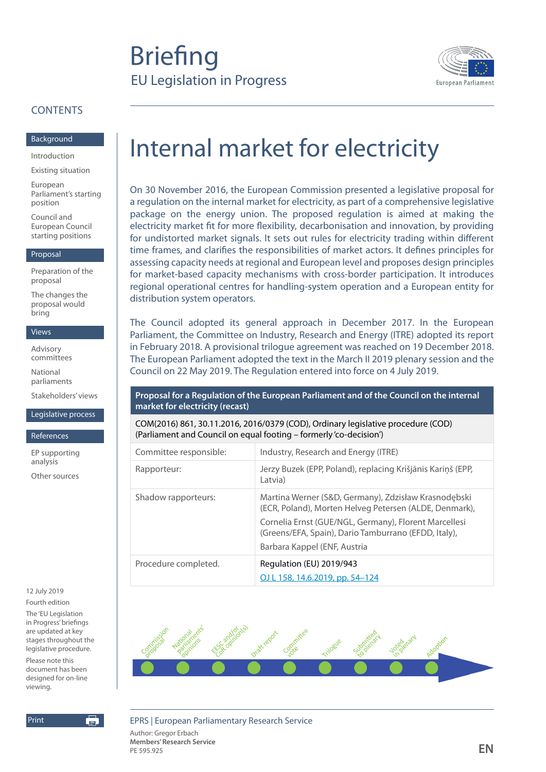# Briefing

## EU Legislation in Progress

European Parliament

CONTENTS

**Background**

- Introduction
- Existing situation
- European Parliament's starting position
- Council and European Council starting positions

**Proposal**

- Preparation of the proposal
- The changes the proposal would bring

**Views**

- Advisory committees
- National parliaments
- Stakeholders' views

**Legislative process**

**References**

- EP supporting analysis
- Other sources

12 July 2019

Fourth edition

The 'EU Legislation in Progress' briefings are updated at key stages throughout the legislative procedure.

Please note this document has been designed for on-line viewing.

# Internal market for electricity

On 30 November 2016, the European Commission presented a legislative proposal for a regulation on the internal market for electricity, as part of a comprehensive legislative package on the energy union. The proposed regulation is aimed at making the electricity market fit for more flexibility, decarbonisation and innovation, by providing for undistorted market signals. It sets out rules for electricity trading within different time frames, and clarifies the responsibilities of market actors. It defines principles for assessing capacity needs at regional and European level and proposes design principles for market-based capacity mechanisms with cross-border participation. It introduces regional operational centres for handling-system operation and a European entity for distribution system operators.

The Council adopted its general approach in December 2017. In the European Parliament, the Committee on Industry, Research and Energy (ITRE) adopted its report in February 2018. A provisional trilogue agreement was reached on 19 December 2018. The European Parliament adopted the text in the March II 2019 plenary session and the Council on 22 May 2019. The Regulation entered into force on 4 July 2019.

| **Proposal for a Regulation of the European Parliament and of the Council on the internal market for electricity (recast)** | |
|---|---|
| COM(2016) 861, 30.11.2016, 2016/0379 (COD), Ordinary legislative procedure (COD) (Parliament and Council on equal footing – formerly 'co-decision') | |
| Committee responsible: | Industry, Research and Energy (ITRE) |
| Rapporteur: | Jerzy Buzek (EPP, Poland), replacing Krišjānis Kariņš (EPP, Latvia) |
| Shadow rapporteurs: | Martina Werner (S&D, Germany), Zdzisław Krasnodębski (ECR, Poland), Morten Helveg Petersen (ALDE, Denmark), Cornelia Ernst (GUE/NGL, Germany), Florent Marcellesi (Greens/EFA, Spain), Dario Tamburrano (EFDD, Italy), Barbara Kappel (ENF, Austria |
| Procedure completed. | Regulation (EU) 2019/943 OJ L 158, 14.6.2019, pp. 54–124 |

Commission proposal → National parliaments' opinions → EESC and/or CoR opinion(s) → Draft report → Committee vote → Trilogue → Submitted to plenary → Voted in plenary → Adoption

EPRS | European Parliamentary Research Service

Author: Gregor Erbach

**Members' Research Service**

PE 595.925

EN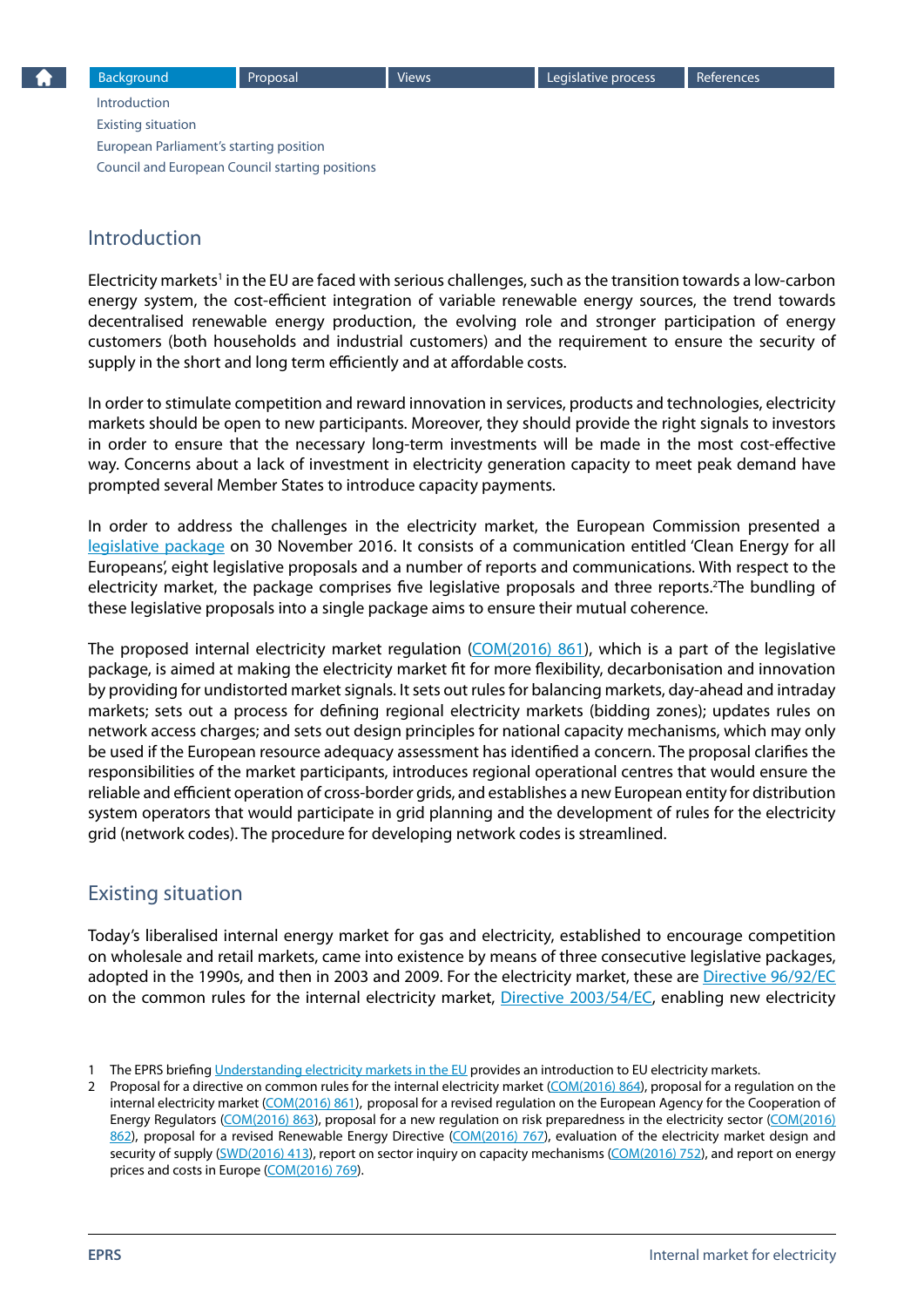## Introduction

Electricity markets[1] in the EU are faced with serious challenges, such as the transition towards a low-carbon energy system, the cost-efficient integration of variable renewable energy sources, the trend towards decentralised renewable energy production, the evolving role and stronger participation of energy customers (both households and industrial customers) and the requirement to ensure the security of supply in the short and long term efficiently and at affordable costs.

In order to stimulate competition and reward innovation in services, products and technologies, electricity markets should be open to new participants. Moreover, they should provide the right signals to investors in order to ensure that the necessary long-term investments will be made in the most cost-effective way. Concerns about a lack of investment in electricity generation capacity to meet peak demand have prompted several Member States to introduce capacity payments.

In order to address the challenges in the electricity market, the European Commission presented a legislative package on 30 November 2016. It consists of a communication entitled 'Clean Energy for all Europeans', eight legislative proposals and a number of reports and communications. With respect to the electricity market, the package comprises five legislative proposals and three reports.[2] The bundling of these legislative proposals into a single package aims to ensure their mutual coherence.

The proposed internal electricity market regulation (COM(2016) 861), which is a part of the legislative package, is aimed at making the electricity market fit for more flexibility, decarbonisation and innovation by providing for undistorted market signals. It sets out rules for balancing markets, day-ahead and intraday markets; sets out a process for defining regional electricity markets (bidding zones); updates rules on network access charges; and sets out design principles for national capacity mechanisms, which may only be used if the European resource adequacy assessment has identified a concern. The proposal clarifies the responsibilities of the market participants, introduces regional operational centres that would ensure the reliable and efficient operation of cross-border grids, and establishes a new European entity for distribution system operators that would participate in grid planning and the development of rules for the electricity grid (network codes). The procedure for developing network codes is streamlined.

## Existing situation

Today's liberalised internal energy market for gas and electricity, established to encourage competition on wholesale and retail markets, came into existence by means of three consecutive legislative packages, adopted in the 1990s, and then in 2003 and 2009. For the electricity market, these are Directive 96/92/EC on the common rules for the internal electricity market, Directive 2003/54/EC, enabling new electricity

1 The EPRS briefing Understanding electricity markets in the EU provides an introduction to EU electricity markets.

2 Proposal for a directive on common rules for the internal electricity market (COM(2016) 864), proposal for a regulation on the internal electricity market (COM(2016) 861), proposal for a revised regulation on the European Agency for the Cooperation of Energy Regulators (COM(2016) 863), proposal for a new regulation on risk preparedness in the electricity sector (COM(2016) 862), proposal for a revised Renewable Energy Directive (COM(2016) 767), evaluation of the electricity market design and security of supply (SWD(2016) 413), report on sector inquiry on capacity mechanisms (COM(2016) 752), and report on energy prices and costs in Europe (COM(2016) 769).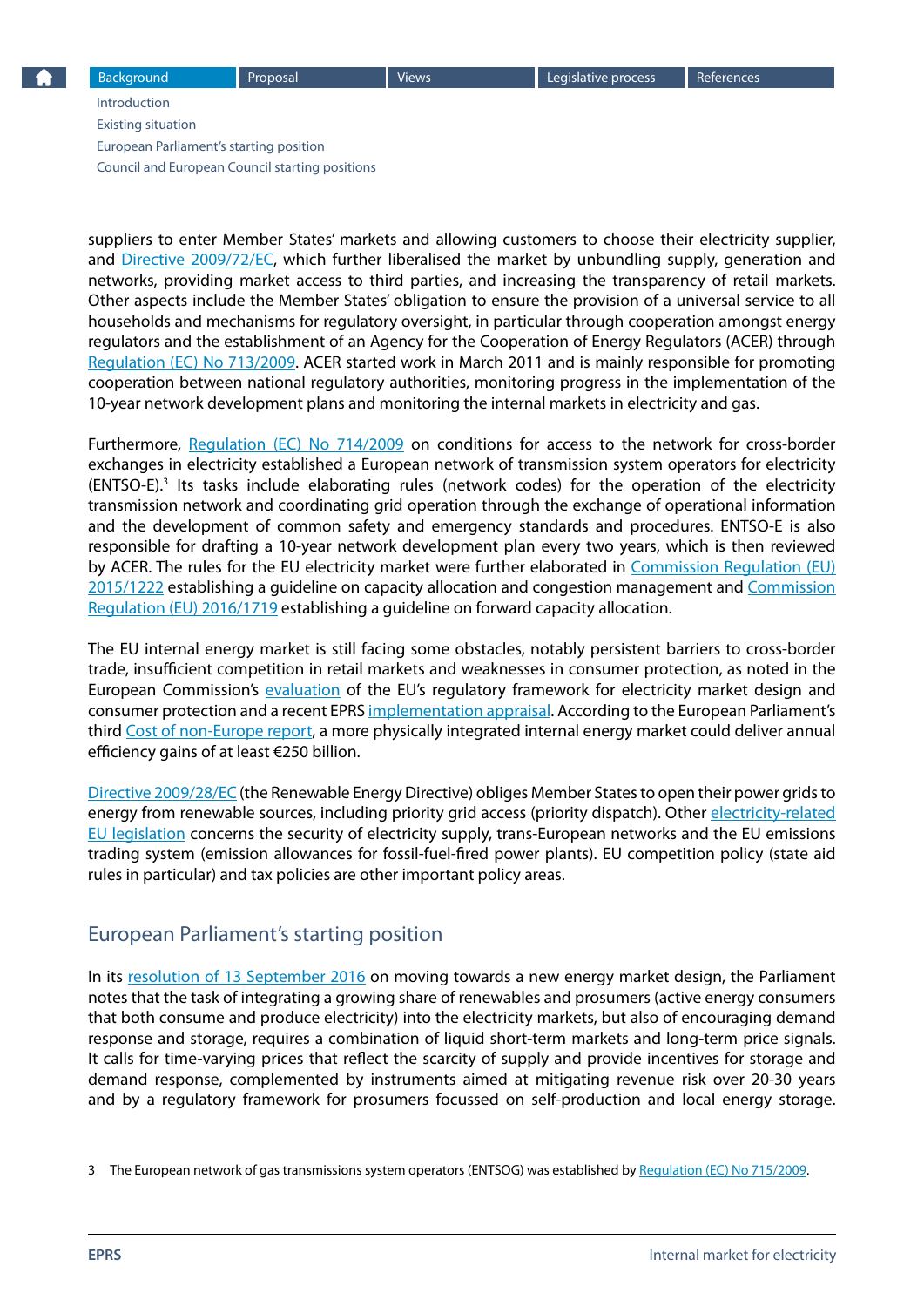suppliers to enter Member States' markets and allowing customers to choose their electricity supplier, and Directive 2009/72/EC, which further liberalised the market by unbundling supply, generation and networks, providing market access to third parties, and increasing the transparency of retail markets. Other aspects include the Member States' obligation to ensure the provision of a universal service to all households and mechanisms for regulatory oversight, in particular through cooperation amongst energy regulators and the establishment of an Agency for the Cooperation of Energy Regulators (ACER) through Regulation (EC) No 713/2009. ACER started work in March 2011 and is mainly responsible for promoting cooperation between national regulatory authorities, monitoring progress in the implementation of the 10-year network development plans and monitoring the internal markets in electricity and gas.

Furthermore, Regulation (EC) No 714/2009 on conditions for access to the network for cross-border exchanges in electricity established a European network of transmission system operators for electricity (ENTSO-E).[3] Its tasks include elaborating rules (network codes) for the operation of the electricity transmission network and coordinating grid operation through the exchange of operational information and the development of common safety and emergency standards and procedures. ENTSO-E is also responsible for drafting a 10-year network development plan every two years, which is then reviewed by ACER. The rules for the EU electricity market were further elaborated in Commission Regulation (EU) 2015/1222 establishing a guideline on capacity allocation and congestion management and Commission Regulation (EU) 2016/1719 establishing a guideline on forward capacity allocation.

The EU internal energy market is still facing some obstacles, notably persistent barriers to cross-border trade, insufficient competition in retail markets and weaknesses in consumer protection, as noted in the European Commission's evaluation of the EU's regulatory framework for electricity market design and consumer protection and a recent EPRS implementation appraisal. According to the European Parliament's third Cost of non-Europe report, a more physically integrated internal energy market could deliver annual efficiency gains of at least €250 billion.

Directive 2009/28/EC (the Renewable Energy Directive) obliges Member States to open their power grids to energy from renewable sources, including priority grid access (priority dispatch). Other electricity-related EU legislation concerns the security of electricity supply, trans-European networks and the EU emissions trading system (emission allowances for fossil-fuel-fired power plants). EU competition policy (state aid rules in particular) and tax policies are other important policy areas.

## European Parliament's starting position

In its resolution of 13 September 2016 on moving towards a new energy market design, the Parliament notes that the task of integrating a growing share of renewables and prosumers (active energy consumers that both consume and produce electricity) into the electricity markets, but also of encouraging demand response and storage, requires a combination of liquid short-term markets and long-term price signals. It calls for time-varying prices that reflect the scarcity of supply and provide incentives for storage and demand response, complemented by instruments aimed at mitigating revenue risk over 20-30 years and by a regulatory framework for prosumers focussed on self-production and local energy storage.

3 The European network of gas transmissions system operators (ENTSOG) was established by Regulation (EC) No 715/2009.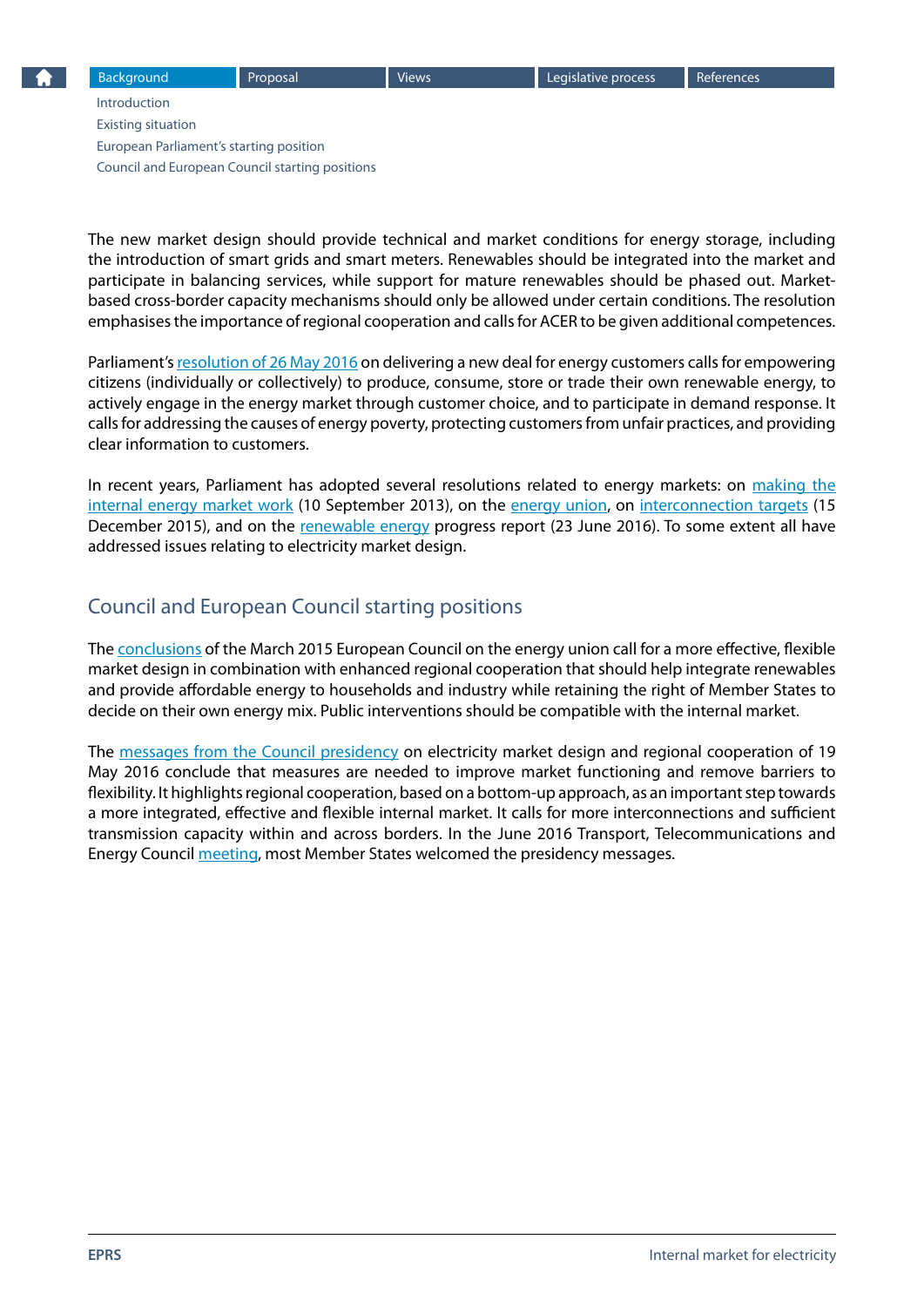The new market design should provide technical and market conditions for energy storage, including the introduction of smart grids and smart meters. Renewables should be integrated into the market and participate in balancing services, while support for mature renewables should be phased out. Market-based cross-border capacity mechanisms should only be allowed under certain conditions. The resolution emphasises the importance of regional cooperation and calls for ACER to be given additional competences.

Parliament's resolution of 26 May 2016 on delivering a new deal for energy customers calls for empowering citizens (individually or collectively) to produce, consume, store or trade their own renewable energy, to actively engage in the energy market through customer choice, and to participate in demand response. It calls for addressing the causes of energy poverty, protecting customers from unfair practices, and providing clear information to customers.

In recent years, Parliament has adopted several resolutions related to energy markets: on making the internal energy market work (10 September 2013), on the energy union, on interconnection targets (15 December 2015), and on the renewable energy progress report (23 June 2016). To some extent all have addressed issues relating to electricity market design.

## Council and European Council starting positions

The conclusions of the March 2015 European Council on the energy union call for a more effective, flexible market design in combination with enhanced regional cooperation that should help integrate renewables and provide affordable energy to households and industry while retaining the right of Member States to decide on their own energy mix. Public interventions should be compatible with the internal market.

The messages from the Council presidency on electricity market design and regional cooperation of 19 May 2016 conclude that measures are needed to improve market functioning and remove barriers to flexibility. It highlights regional cooperation, based on a bottom-up approach, as an important step towards a more integrated, effective and flexible internal market. It calls for more interconnections and sufficient transmission capacity within and across borders. In the June 2016 Transport, Telecommunications and Energy Council meeting, most Member States welcomed the presidency messages.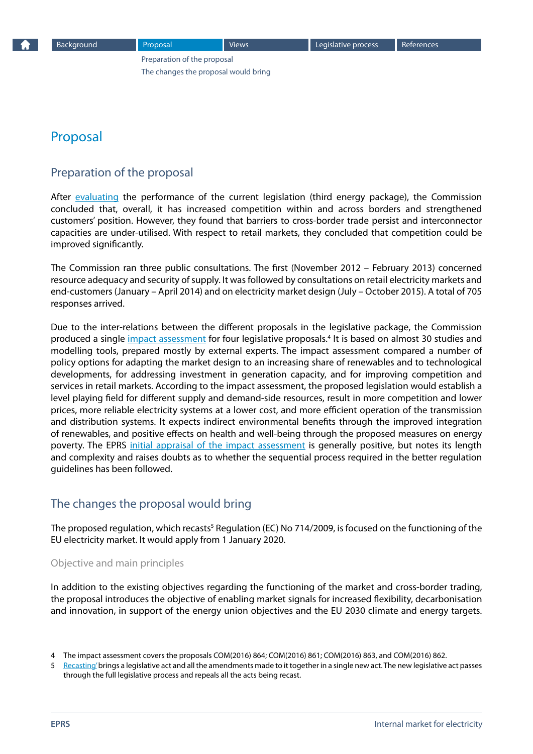# Proposal

## Preparation of the proposal

After evaluating the performance of the current legislation (third energy package), the Commission concluded that, overall, it has increased competition within and across borders and strengthened customers' position. However, they found that barriers to cross-border trade persist and interconnector capacities are under-utilised. With respect to retail markets, they concluded that competition could be improved significantly.

The Commission ran three public consultations. The first (November 2012 – February 2013) concerned resource adequacy and security of supply. It was followed by consultations on retail electricity markets and end-customers (January – April 2014) and on electricity market design (July – October 2015). A total of 705 responses arrived.

Due to the inter-relations between the different proposals in the legislative package, the Commission produced a single impact assessment for four legislative proposals.[4] It is based on almost 30 studies and modelling tools, prepared mostly by external experts. The impact assessment compared a number of policy options for adapting the market design to an increasing share of renewables and to technological developments, for addressing investment in generation capacity, and for improving competition and services in retail markets. According to the impact assessment, the proposed legislation would establish a level playing field for different supply and demand-side resources, result in more competition and lower prices, more reliable electricity systems at a lower cost, and more efficient operation of the transmission and distribution systems. It expects indirect environmental benefits through the improved integration of renewables, and positive effects on health and well-being through the proposed measures on energy poverty. The EPRS initial appraisal of the impact assessment is generally positive, but notes its length and complexity and raises doubts as to whether the sequential process required in the better regulation guidelines has been followed.

## The changes the proposal would bring

The proposed regulation, which recasts[5] Regulation (EC) No 714/2009, is focused on the functioning of the EU electricity market. It would apply from 1 January 2020.

### Objective and main principles

In addition to the existing objectives regarding the functioning of the market and cross-border trading, the proposal introduces the objective of enabling market signals for increased flexibility, decarbonisation and innovation, in support of the energy union objectives and the EU 2030 climate and energy targets.

---

4 The impact assessment covers the proposals COM(2016) 864; COM(2016) 861; COM(2016) 863, and COM(2016) 862.

5 Recasting brings a legislative act and all the amendments made to it together in a single new act. The new legislative act passes through the full legislative process and repeals all the acts being recast.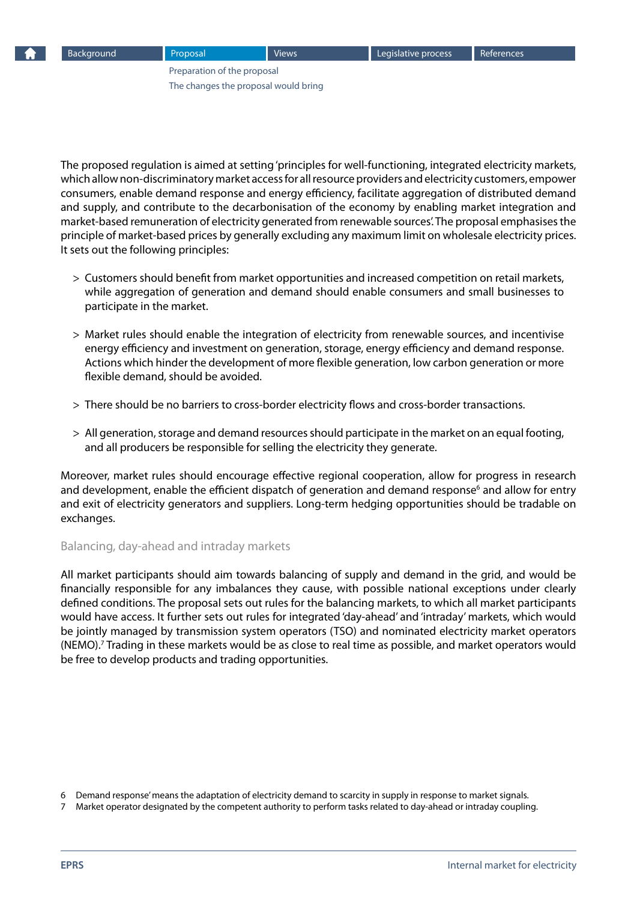The proposed regulation is aimed at setting 'principles for well-functioning, integrated electricity markets, which allow non-discriminatory market access for all resource providers and electricity customers, empower consumers, enable demand response and energy efficiency, facilitate aggregation of distributed demand and supply, and contribute to the decarbonisation of the economy by enabling market integration and market-based remuneration of electricity generated from renewable sources'. The proposal emphasises the principle of market-based prices by generally excluding any maximum limit on wholesale electricity prices. It sets out the following principles:

> Customers should benefit from market opportunities and increased competition on retail markets, while aggregation of generation and demand should enable consumers and small businesses to participate in the market.

> Market rules should enable the integration of electricity from renewable sources, and incentivise energy efficiency and investment on generation, storage, energy efficiency and demand response. Actions which hinder the development of more flexible generation, low carbon generation or more flexible demand, should be avoided.

> There should be no barriers to cross-border electricity flows and cross-border transactions.

> All generation, storage and demand resources should participate in the market on an equal footing, and all producers be responsible for selling the electricity they generate.

Moreover, market rules should encourage effective regional cooperation, allow for progress in research and development, enable the efficient dispatch of generation and demand response[6] and allow for entry and exit of electricity generators and suppliers. Long-term hedging opportunities should be tradable on exchanges.

### Balancing, day-ahead and intraday markets

All market participants should aim towards balancing of supply and demand in the grid, and would be financially responsible for any imbalances they cause, with possible national exceptions under clearly defined conditions. The proposal sets out rules for the balancing markets, to which all market participants would have access. It further sets out rules for integrated 'day-ahead' and 'intraday' markets, which would be jointly managed by transmission system operators (TSO) and nominated electricity market operators (NEMO).[7] Trading in these markets would be as close to real time as possible, and market operators would be free to develop products and trading opportunities.

6 Demand response' means the adaptation of electricity demand to scarcity in supply in response to market signals.

7 Market operator designated by the competent authority to perform tasks related to day-ahead or intraday coupling.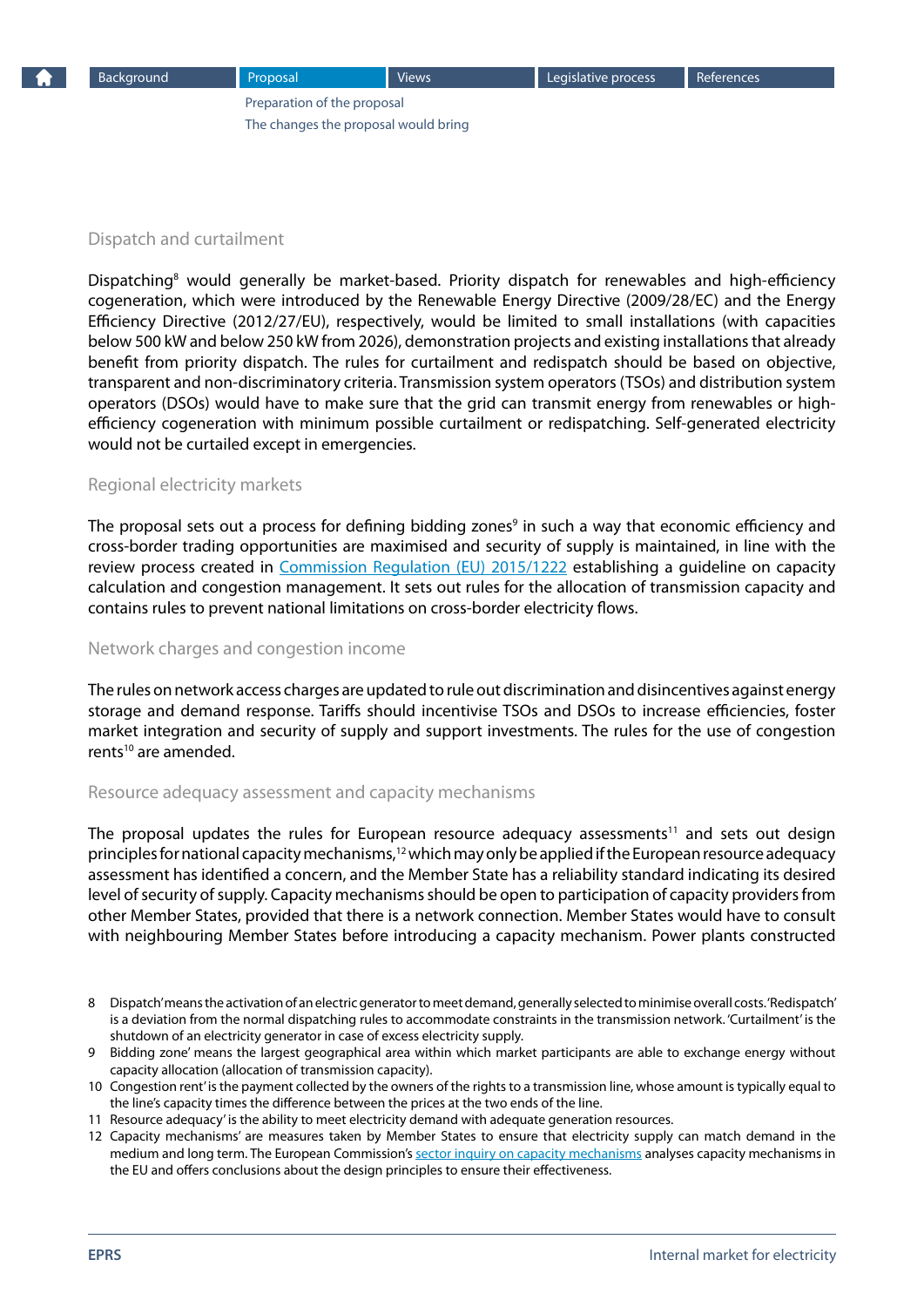### Dispatch and curtailment

Dispatching[8] would generally be market-based. Priority dispatch for renewables and high-efficiency cogeneration, which were introduced by the Renewable Energy Directive (2009/28/EC) and the Energy Efficiency Directive (2012/27/EU), respectively, would be limited to small installations (with capacities below 500 kW and below 250 kW from 2026), demonstration projects and existing installations that already benefit from priority dispatch. The rules for curtailment and redispatch should be based on objective, transparent and non-discriminatory criteria. Transmission system operators (TSOs) and distribution system operators (DSOs) would have to make sure that the grid can transmit energy from renewables or high-efficiency cogeneration with minimum possible curtailment or redispatching. Self-generated electricity would not be curtailed except in emergencies.

### Regional electricity markets

The proposal sets out a process for defining bidding zones[9] in such a way that economic efficiency and cross-border trading opportunities are maximised and security of supply is maintained, in line with the review process created in [Commission Regulation (EU) 2015/1222](#) establishing a guideline on capacity calculation and congestion management. It sets out rules for the allocation of transmission capacity and contains rules to prevent national limitations on cross-border electricity flows.

### Network charges and congestion income

The rules on network access charges are updated to rule out discrimination and disincentives against energy storage and demand response. Tariffs should incentivise TSOs and DSOs to increase efficiencies, foster market integration and security of supply and support investments. The rules for the use of congestion rents[10] are amended.

### Resource adequacy assessment and capacity mechanisms

The proposal updates the rules for European resource adequacy assessments[11] and sets out design principles for national capacity mechanisms,[12] which may only be applied if the European resource adequacy assessment has identified a concern, and the Member State has a reliability standard indicating its desired level of security of supply. Capacity mechanisms should be open to participation of capacity providers from other Member States, provided that there is a network connection. Member States would have to consult with neighbouring Member States before introducing a capacity mechanism. Power plants constructed

8 Dispatch' means the activation of an electric generator to meet demand, generally selected to minimise overall costs. 'Redispatch' is a deviation from the normal dispatching rules to accommodate constraints in the transmission network. 'Curtailment' is the shutdown of an electricity generator in case of excess electricity supply.

9 Bidding zone' means the largest geographical area within which market participants are able to exchange energy without capacity allocation (allocation of transmission capacity).

10 Congestion rent' is the payment collected by the owners of the rights to a transmission line, whose amount is typically equal to the line's capacity times the difference between the prices at the two ends of the line.

11 Resource adequacy' is the ability to meet electricity demand with adequate generation resources.

12 Capacity mechanisms' are measures taken by Member States to ensure that electricity supply can match demand in the medium and long term. The European Commission's [sector inquiry on capacity mechanisms](#) analyses capacity mechanisms in the EU and offers conclusions about the design principles to ensure their effectiveness.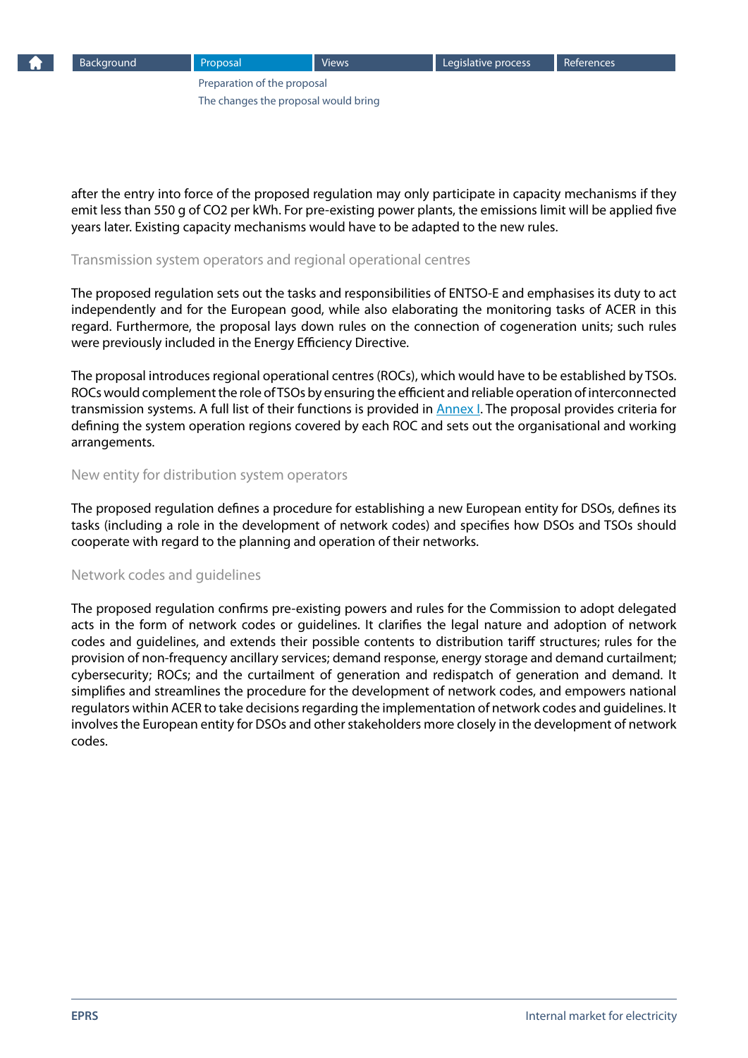after the entry into force of the proposed regulation may only participate in capacity mechanisms if they emit less than 550 g of $CO_2$ per kWh. For pre-existing power plants, the emissions limit will be applied five years later. Existing capacity mechanisms would have to be adapted to the new rules.

### Transmission system operators and regional operational centres

The proposed regulation sets out the tasks and responsibilities of ENTSO-E and emphasises its duty to act independently and for the European good, while also elaborating the monitoring tasks of ACER in this regard. Furthermore, the proposal lays down rules on the connection of cogeneration units; such rules were previously included in the Energy Efficiency Directive.

The proposal introduces regional operational centres (ROCs), which would have to be established by TSOs. ROCs would complement the role of TSOs by ensuring the efficient and reliable operation of interconnected transmission systems. A full list of their functions is provided in Annex I. The proposal provides criteria for defining the system operation regions covered by each ROC and sets out the organisational and working arrangements.

### New entity for distribution system operators

The proposed regulation defines a procedure for establishing a new European entity for DSOs, defines its tasks (including a role in the development of network codes) and specifies how DSOs and TSOs should cooperate with regard to the planning and operation of their networks.

### Network codes and guidelines

The proposed regulation confirms pre-existing powers and rules for the Commission to adopt delegated acts in the form of network codes or guidelines. It clarifies the legal nature and adoption of network codes and guidelines, and extends their possible contents to distribution tariff structures; rules for the provision of non-frequency ancillary services; demand response, energy storage and demand curtailment; cybersecurity; ROCs; and the curtailment of generation and redispatch of generation and demand. It simplifies and streamlines the procedure for the development of network codes, and empowers national regulators within ACER to take decisions regarding the implementation of network codes and guidelines. It involves the European entity for DSOs and other stakeholders more closely in the development of network codes.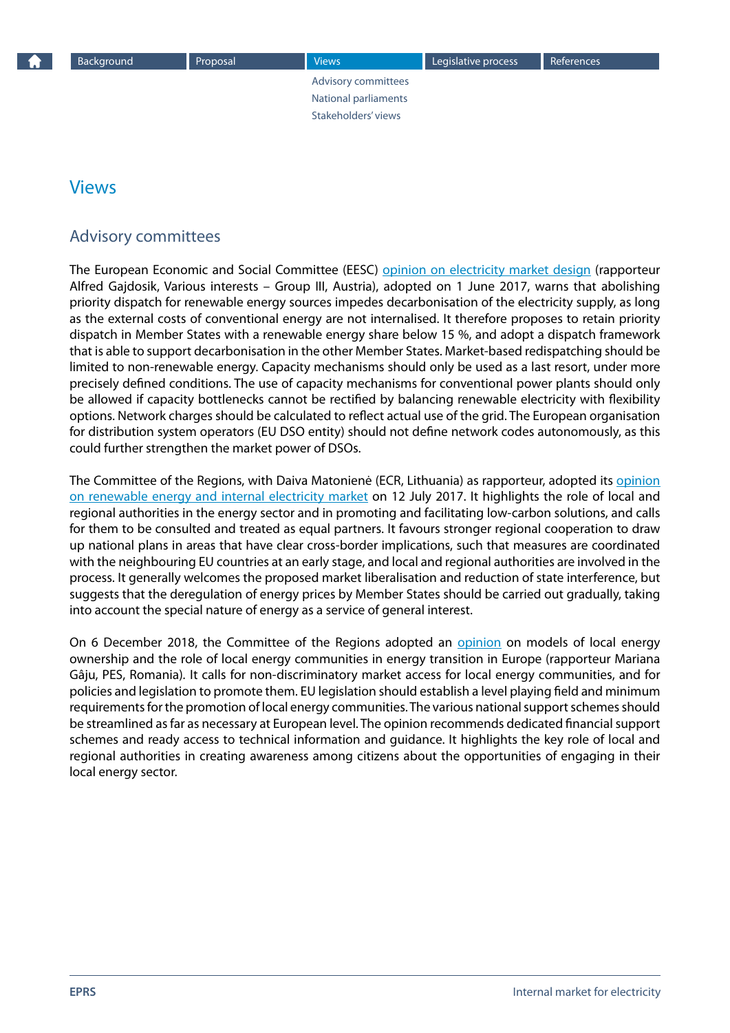# Views

## Advisory committees

The European Economic and Social Committee (EESC) opinion on electricity market design (rapporteur Alfred Gajdosik, Various interests – Group III, Austria), adopted on 1 June 2017, warns that abolishing priority dispatch for renewable energy sources impedes decarbonisation of the electricity supply, as long as the external costs of conventional energy are not internalised. It therefore proposes to retain priority dispatch in Member States with a renewable energy share below 15 %, and adopt a dispatch framework that is able to support decarbonisation in the other Member States. Market-based redispatching should be limited to non-renewable energy. Capacity mechanisms should only be used as a last resort, under more precisely defined conditions. The use of capacity mechanisms for conventional power plants should only be allowed if capacity bottlenecks cannot be rectified by balancing renewable electricity with flexibility options. Network charges should be calculated to reflect actual use of the grid. The European organisation for distribution system operators (EU DSO entity) should not define network codes autonomously, as this could further strengthen the market power of DSOs.

The Committee of the Regions, with Daiva Matonienė (ECR, Lithuania) as rapporteur, adopted its opinion on renewable energy and internal electricity market on 12 July 2017. It highlights the role of local and regional authorities in the energy sector and in promoting and facilitating low-carbon solutions, and calls for them to be consulted and treated as equal partners. It favours stronger regional cooperation to draw up national plans in areas that have clear cross-border implications, such that measures are coordinated with the neighbouring EU countries at an early stage, and local and regional authorities are involved in the process. It generally welcomes the proposed market liberalisation and reduction of state interference, but suggests that the deregulation of energy prices by Member States should be carried out gradually, taking into account the special nature of energy as a service of general interest.

On 6 December 2018, the Committee of the Regions adopted an opinion on models of local energy ownership and the role of local energy communities in energy transition in Europe (rapporteur Mariana Gâju, PES, Romania). It calls for non-discriminatory market access for local energy communities, and for policies and legislation to promote them. EU legislation should establish a level playing field and minimum requirements for the promotion of local energy communities. The various national support schemes should be streamlined as far as necessary at European level. The opinion recommends dedicated financial support schemes and ready access to technical information and guidance. It highlights the key role of local and regional authorities in creating awareness among citizens about the opportunities of engaging in their local energy sector.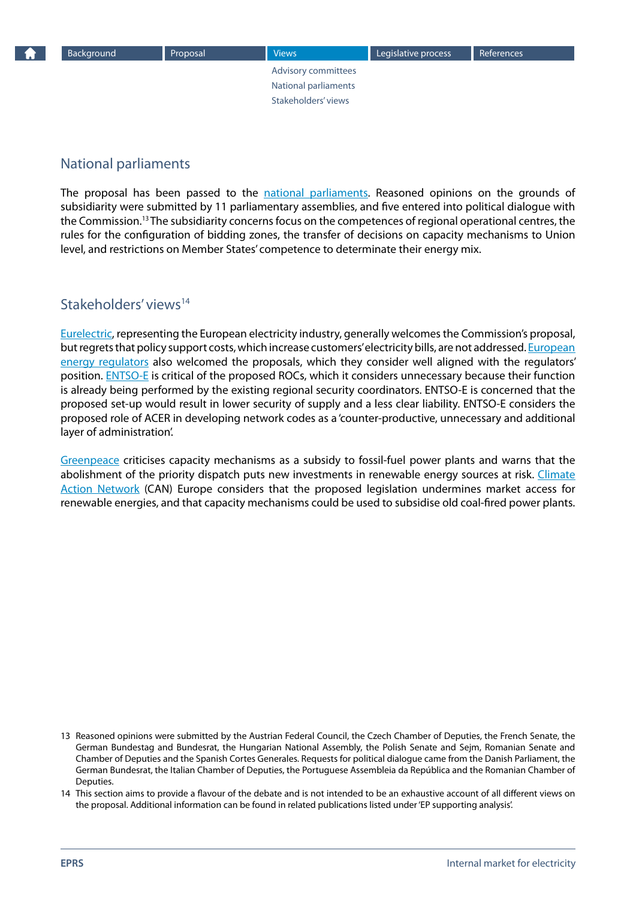## National parliaments

The proposal has been passed to the national parliaments. Reasoned opinions on the grounds of subsidiarity were submitted by 11 parliamentary assemblies, and five entered into political dialogue with the Commission.[13] The subsidiarity concerns focus on the competences of regional operational centres, the rules for the configuration of bidding zones, the transfer of decisions on capacity mechanisms to Union level, and restrictions on Member States' competence to determinate their energy mix.

## Stakeholders' views[14]

Eurelectric, representing the European electricity industry, generally welcomes the Commission's proposal, but regrets that policy support costs, which increase customers' electricity bills, are not addressed. European energy regulators also welcomed the proposals, which they consider well aligned with the regulators' position. ENTSO-E is critical of the proposed ROCs, which it considers unnecessary because their function is already being performed by the existing regional security coordinators. ENTSO-E is concerned that the proposed set-up would result in lower security of supply and a less clear liability. ENTSO-E considers the proposed role of ACER in developing network codes as a 'counter-productive, unnecessary and additional layer of administration'.

Greenpeace criticises capacity mechanisms as a subsidy to fossil-fuel power plants and warns that the abolishment of the priority dispatch puts new investments in renewable energy sources at risk. Climate Action Network (CAN) Europe considers that the proposed legislation undermines market access for renewable energies, and that capacity mechanisms could be used to subsidise old coal-fired power plants.

---

13 Reasoned opinions were submitted by the Austrian Federal Council, the Czech Chamber of Deputies, the French Senate, the German Bundestag and Bundesrat, the Hungarian National Assembly, the Polish Senate and Sejm, Romanian Senate and Chamber of Deputies and the Spanish Cortes Generales. Requests for political dialogue came from the Danish Parliament, the German Bundesrat, the Italian Chamber of Deputies, the Portuguese Assembleia da República and the Romanian Chamber of Deputies.

14 This section aims to provide a flavour of the debate and is not intended to be an exhaustive account of all different views on the proposal. Additional information can be found in related publications listed under 'EP supporting analysis'.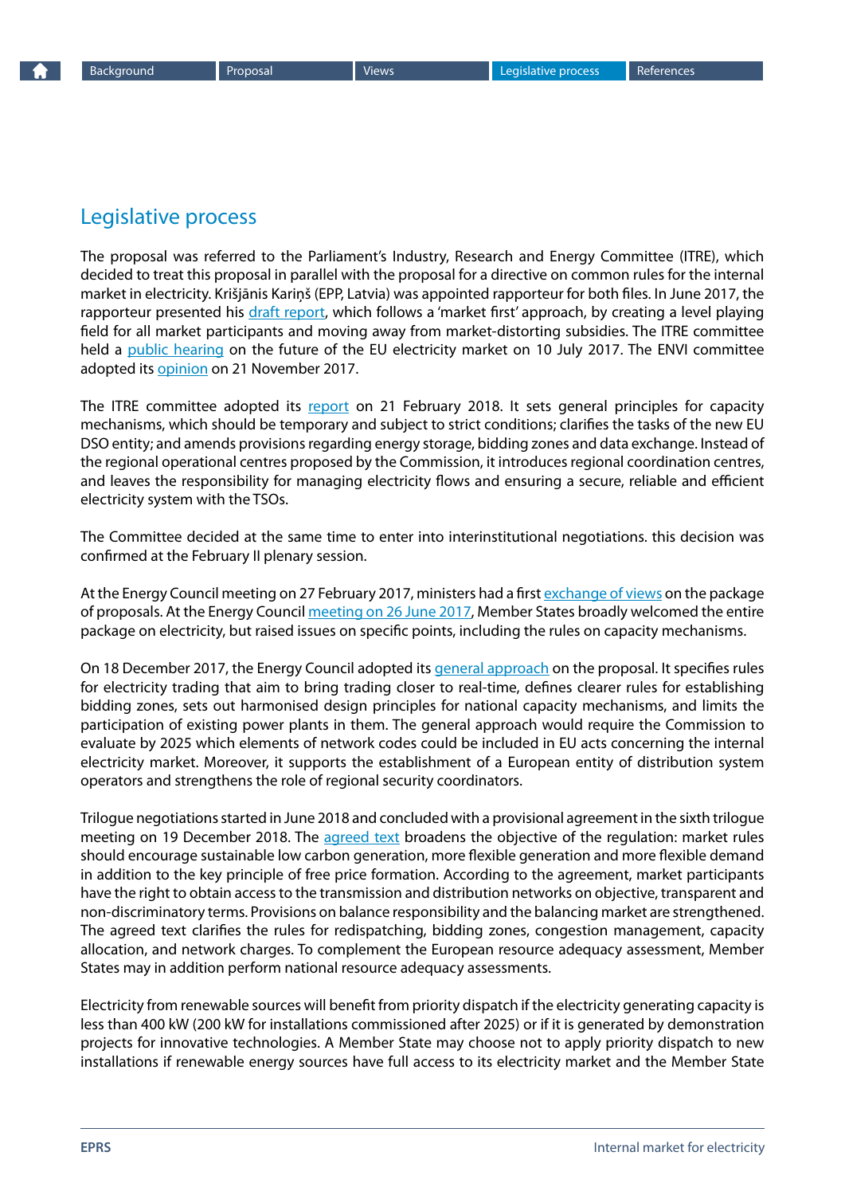## Legislative process

The proposal was referred to the Parliament's Industry, Research and Energy Committee (ITRE), which decided to treat this proposal in parallel with the proposal for a directive on common rules for the internal market in electricity. Krišjānis Kariņš (EPP, Latvia) was appointed rapporteur for both files. In June 2017, the rapporteur presented his draft report, which follows a 'market first' approach, by creating a level playing field for all market participants and moving away from market-distorting subsidies. The ITRE committee held a public hearing on the future of the EU electricity market on 10 July 2017. The ENVI committee adopted its opinion on 21 November 2017.

The ITRE committee adopted its report on 21 February 2018. It sets general principles for capacity mechanisms, which should be temporary and subject to strict conditions; clarifies the tasks of the new EU DSO entity; and amends provisions regarding energy storage, bidding zones and data exchange. Instead of the regional operational centres proposed by the Commission, it introduces regional coordination centres, and leaves the responsibility for managing electricity flows and ensuring a secure, reliable and efficient electricity system with the TSOs.

The Committee decided at the same time to enter into interinstitutional negotiations. this decision was confirmed at the February II plenary session.

At the Energy Council meeting on 27 February 2017, ministers had a first exchange of views on the package of proposals. At the Energy Council meeting on 26 June 2017, Member States broadly welcomed the entire package on electricity, but raised issues on specific points, including the rules on capacity mechanisms.

On 18 December 2017, the Energy Council adopted its general approach on the proposal. It specifies rules for electricity trading that aim to bring trading closer to real-time, defines clearer rules for establishing bidding zones, sets out harmonised design principles for national capacity mechanisms, and limits the participation of existing power plants in them. The general approach would require the Commission to evaluate by 2025 which elements of network codes could be included in EU acts concerning the internal electricity market. Moreover, it supports the establishment of a European entity of distribution system operators and strengthens the role of regional security coordinators.

Trilogue negotiations started in June 2018 and concluded with a provisional agreement in the sixth trilogue meeting on 19 December 2018. The agreed text broadens the objective of the regulation: market rules should encourage sustainable low carbon generation, more flexible generation and more flexible demand in addition to the key principle of free price formation. According to the agreement, market participants have the right to obtain access to the transmission and distribution networks on objective, transparent and non-discriminatory terms. Provisions on balance responsibility and the balancing market are strengthened. The agreed text clarifies the rules for redispatching, bidding zones, congestion management, capacity allocation, and network charges. To complement the European resource adequacy assessment, Member States may in addition perform national resource adequacy assessments.

Electricity from renewable sources will benefit from priority dispatch if the electricity generating capacity is less than 400 kW (200 kW for installations commissioned after 2025) or if it is generated by demonstration projects for innovative technologies. A Member State may choose not to apply priority dispatch to new installations if renewable energy sources have full access to its electricity market and the Member State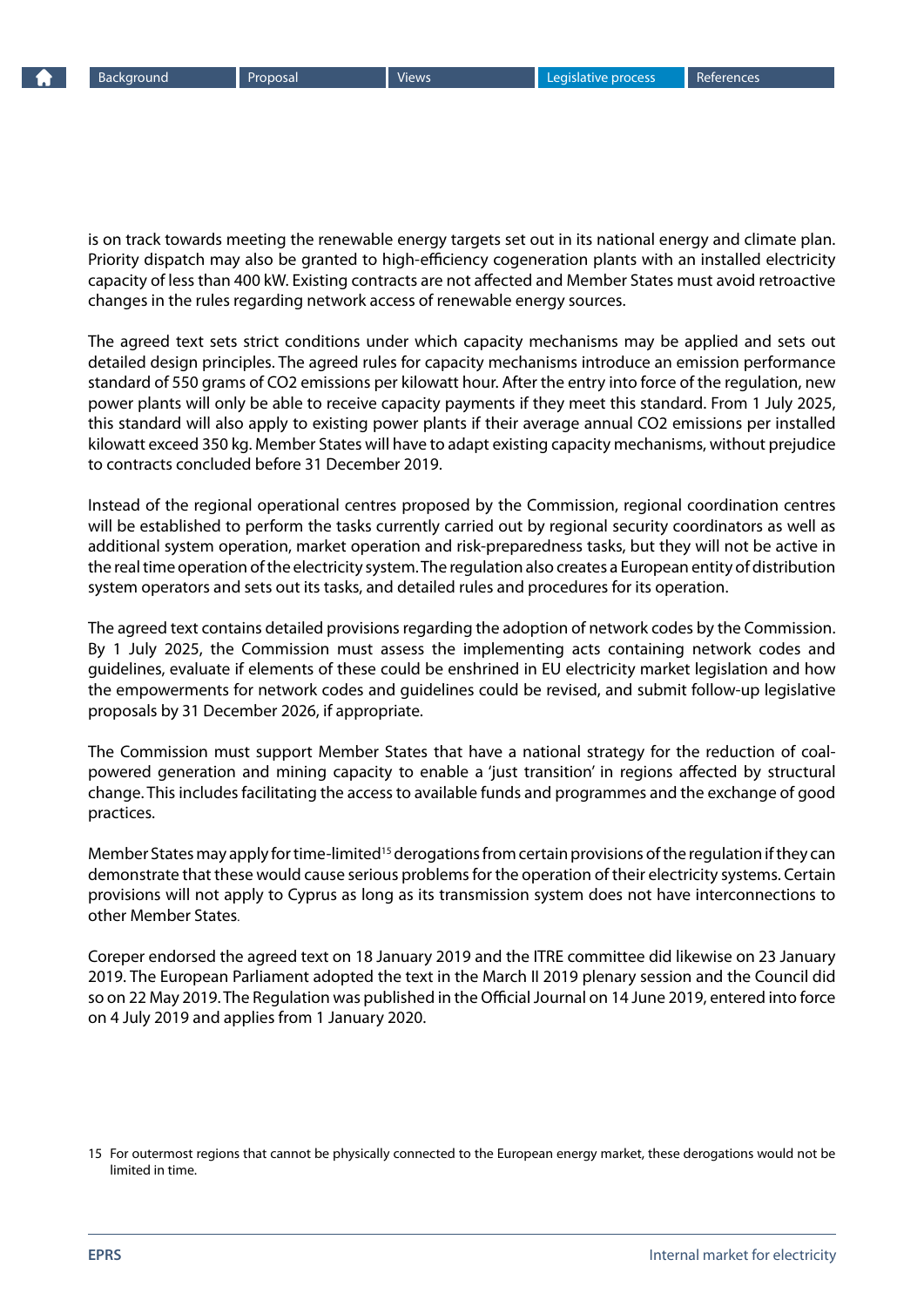is on track towards meeting the renewable energy targets set out in its national energy and climate plan. Priority dispatch may also be granted to high-efficiency cogeneration plants with an installed electricity capacity of less than 400 kW. Existing contracts are not affected and Member States must avoid retroactive changes in the rules regarding network access of renewable energy sources.

The agreed text sets strict conditions under which capacity mechanisms may be applied and sets out detailed design principles. The agreed rules for capacity mechanisms introduce an emission performance standard of 550 grams of $CO_2$ emissions per kilowatt hour. After the entry into force of the regulation, new power plants will only be able to receive capacity payments if they meet this standard. From 1 July 2025, this standard will also apply to existing power plants if their average annual $CO_2$ emissions per installed kilowatt exceed 350 kg. Member States will have to adapt existing capacity mechanisms, without prejudice to contracts concluded before 31 December 2019.

Instead of the regional operational centres proposed by the Commission, regional coordination centres will be established to perform the tasks currently carried out by regional security coordinators as well as additional system operation, market operation and risk-preparedness tasks, but they will not be active in the real time operation of the electricity system. The regulation also creates a European entity of distribution system operators and sets out its tasks, and detailed rules and procedures for its operation.

The agreed text contains detailed provisions regarding the adoption of network codes by the Commission. By 1 July 2025, the Commission must assess the implementing acts containing network codes and guidelines, evaluate if elements of these could be enshrined in EU electricity market legislation and how the empowerments for network codes and guidelines could be revised, and submit follow-up legislative proposals by 31 December 2026, if appropriate.

The Commission must support Member States that have a national strategy for the reduction of coal-powered generation and mining capacity to enable a 'just transition' in regions affected by structural change. This includes facilitating the access to available funds and programmes and the exchange of good practices.

Member States may apply for time-limited[15] derogations from certain provisions of the regulation if they can demonstrate that these would cause serious problems for the operation of their electricity systems. Certain provisions will not apply to Cyprus as long as its transmission system does not have interconnections to other Member States.

Coreper endorsed the agreed text on 18 January 2019 and the ITRE committee did likewise on 23 January 2019. The European Parliament adopted the text in the March II 2019 plenary session and the Council did so on 22 May 2019. The Regulation was published in the Official Journal on 14 June 2019, entered into force on 4 July 2019 and applies from 1 January 2020.

15 For outermost regions that cannot be physically connected to the European energy market, these derogations would not be limited in time.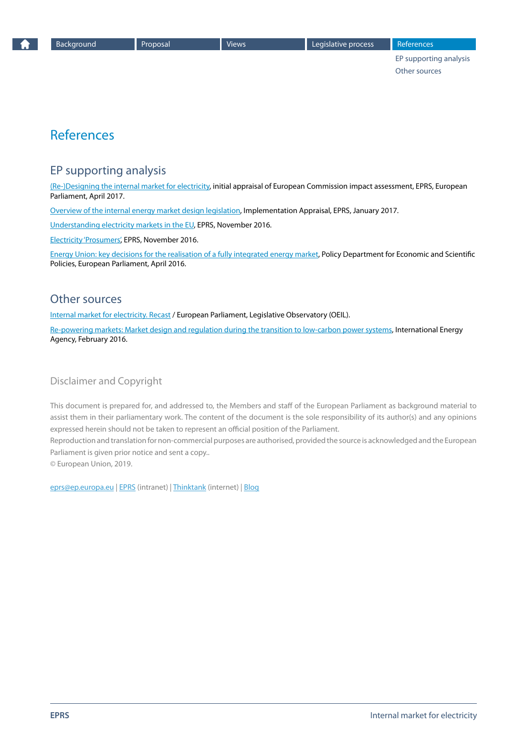# References

## EP supporting analysis

(Re-)Designing the internal market for electricity, initial appraisal of European Commission impact assessment, EPRS, European Parliament, April 2017.

Overview of the internal energy market design legislation, Implementation Appraisal, EPRS, January 2017.

Understanding electricity markets in the EU, EPRS, November 2016.

Electricity 'Prosumers', EPRS, November 2016.

Energy Union: key decisions for the realisation of a fully integrated energy market, Policy Department for Economic and Scientific Policies, European Parliament, April 2016.

## Other sources

Internal market for electricity. Recast / European Parliament, Legislative Observatory (OEIL).

Re-powering markets: Market design and regulation during the transition to low-carbon power systems, International Energy Agency, February 2016.

### Disclaimer and Copyright

This document is prepared for, and addressed to, the Members and staff of the European Parliament as background material to assist them in their parliamentary work. The content of the document is the sole responsibility of its author(s) and any opinions expressed herein should not be taken to represent an official position of the Parliament.

Reproduction and translation for non-commercial purposes are authorised, provided the source is acknowledged and the European Parliament is given prior notice and sent a copy..

© European Union, 2019.

eprs@ep.europa.eu | EPRS (intranet) | Thinktank (internet) | Blog